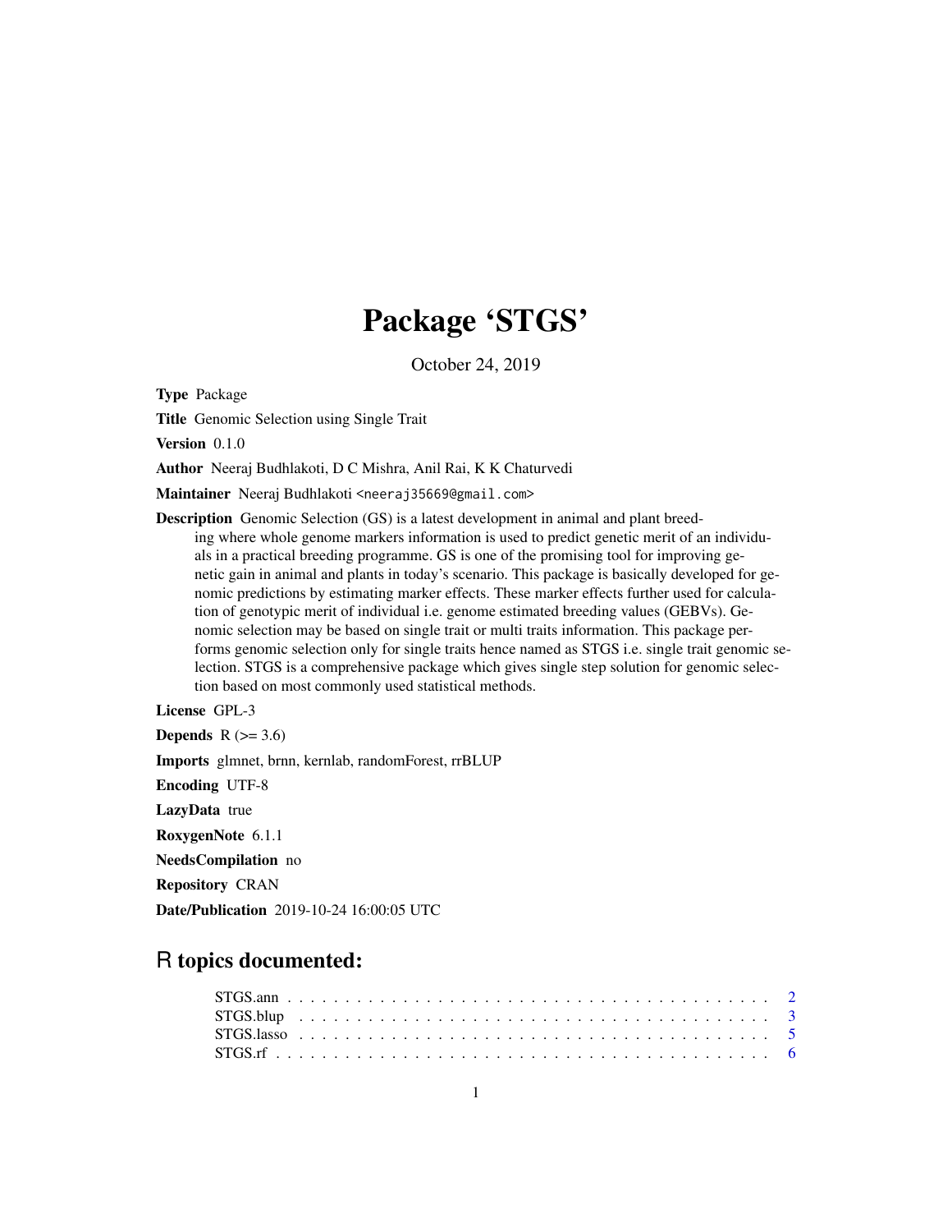# Package 'STGS'

October 24, 2019

**Type** Package

**Title** Genomic Selection using Single Trait

**Version** 0.1.0

**Author** Neeraj Budhlakoti, D C Mishra, Anil Rai, K K Chaturvedi

**Maintainer** Neeraj Budhlakoti <neeraj35669@gmail.com>

**Description** Genomic Selection (GS) is a latest development in animal and plant breeding where whole genome markers information is used to predict genetic merit of an individuals in a practical breeding programme. GS is one of the promising tool for improving genetic gain in animal and plants in today's scenario. This package is basically developed for genomic predictions by estimating marker effects. These marker effects further used for calculation of genotypic merit of individual i.e. genome estimated breeding values (GEBVs). Genomic selection may be based on single trait or multi traits information. This package performs genomic selection only for single traits hence named as STGS i.e. single trait genomic selection. STGS is a comprehensive package which gives single step solution for genomic selection based on most commonly used statistical methods.

**License** GPL-3

**Depends** R (>= 3.6)

**Imports** glmnet, brnn, kernlab, randomForest, rrBLUP

**Encoding** UTF-8

**LazyData** true

**RoxygenNote** 6.1.1

**NeedsCompilation** no

**Repository** CRAN

**Date/Publication** 2019-10-24 16:00:05 UTC

## R topics documented:

- STGS.ann . . . . . . . . . . . . . . . . . . . . . . . . . . . . . . . . . . . . . . . . 2
- STGS.blup . . . . . . . . . . . . . . . . . . . . . . . . . . . . . . . . . . . . . . . 3
- STGS.lasso . . . . . . . . . . . . . . . . . . . . . . . . . . . . . . . . . . . . . . . 5
- STGS.rf . . . . . . . . . . . . . . . . . . . . . . . . . . . . . . . . . . . . . . . . . 6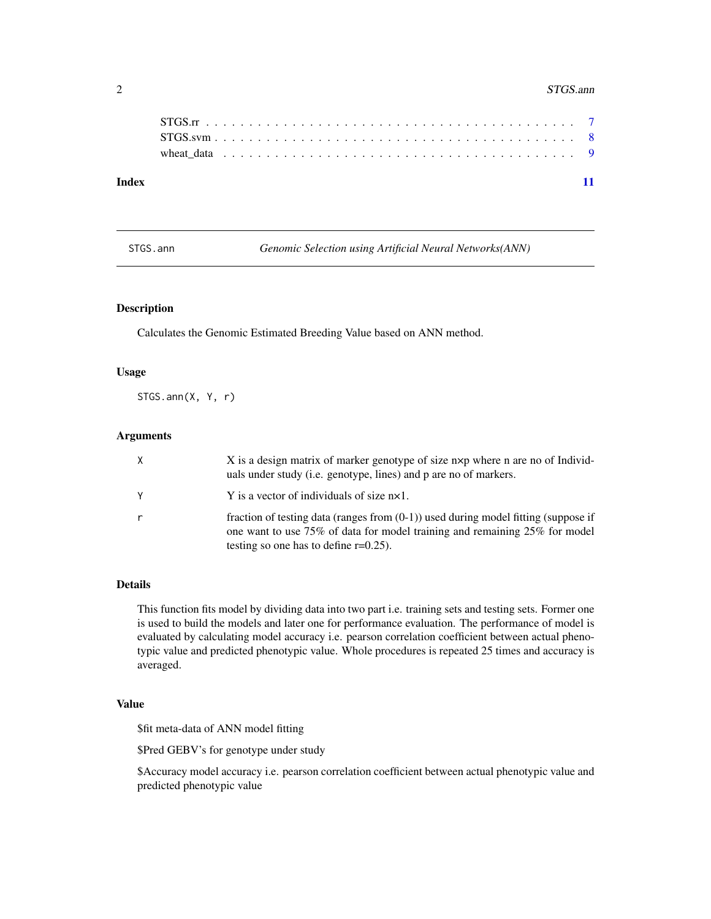STGS.rr . . . . . . . . . . . . . . . . . . . . . . . . . . . . . . . . . . . . . . . . 7
STGS.svm . . . . . . . . . . . . . . . . . . . . . . . . . . . . . . . . . . . . . . . 8
wheat_data . . . . . . . . . . . . . . . . . . . . . . . . . . . . . . . . . . . . . . 9

**Index** **11**

---

`STGS.ann` *Genomic Selection using Artificial Neural Networks(ANN)*

---

## Description

Calculates the Genomic Estimated Breeding Value based on ANN method.

## Usage

```
STGS.ann(X, Y, r)
```

## Arguments

| | |
|---|---|
| `X` | X is a design matrix of marker genotype of size $n \times p$ where n are no of Individuals under study (i.e. genotype, lines) and p are no of markers. |
| `Y` | Y is a vector of individuals of size $n \times 1$. |
| `r` | fraction of testing data (ranges from (0-1)) used during model fitting (suppose if one want to use 75% of data for model training and remaining 25% for model testing so one has to define r=0.25). |

## Details

This function fits model by dividing data into two part i.e. training sets and testing sets. Former one is used to build the models and later one for performance evaluation. The performance of model is evaluated by calculating model accuracy i.e. pearson correlation coefficient between actual phenotypic value and predicted phenotypic value. Whole procedures is repeated 25 times and accuracy is averaged.

## Value

$fit meta-data of ANN model fitting

$Pred GEBV's for genotype under study

$Accuracy model accuracy i.e. pearson correlation coefficient between actual phenotypic value and predicted phenotypic value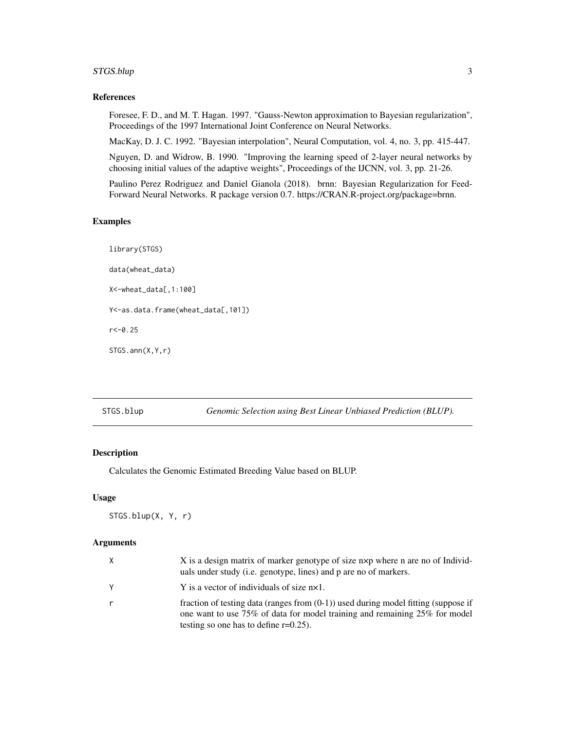## References

Foresee, F. D., and M. T. Hagan. 1997. "Gauss-Newton approximation to Bayesian regularization", Proceedings of the 1997 International Joint Conference on Neural Networks.

MacKay, D. J. C. 1992. "Bayesian interpolation", Neural Computation, vol. 4, no. 3, pp. 415-447.

Nguyen, D. and Widrow, B. 1990. "Improving the learning speed of 2-layer neural networks by choosing initial values of the adaptive weights", Proceedings of the IJCNN, vol. 3, pp. 21-26.

Paulino Perez Rodriguez and Daniel Gianola (2018). brnn: Bayesian Regularization for Feed-Forward Neural Networks. R package version 0.7. https://CRAN.R-project.org/package=brnn.

## Examples

```
library(STGS)

data(wheat_data)

X<-wheat_data[,1:100]

Y<-as.data.frame(wheat_data[,101])

r<-0.25

STGS.ann(X,Y,r)
```

---

# STGS.blup — *Genomic Selection using Best Linear Unbiased Prediction (BLUP).*

## Description

Calculates the Genomic Estimated Breeding Value based on BLUP.

## Usage

```
STGS.blup(X, Y, r)
```

## Arguments

| | |
|---|---|
| X | X is a design matrix of marker genotype of size n×p where n are no of Individuals under study (i.e. genotype, lines) and p are no of markers. |
| Y | Y is a vector of individuals of size n×1. |
| r | fraction of testing data (ranges from (0-1)) used during model fitting (suppose if one want to use 75% of data for model training and remaining 25% for model testing so one has to define r=0.25). |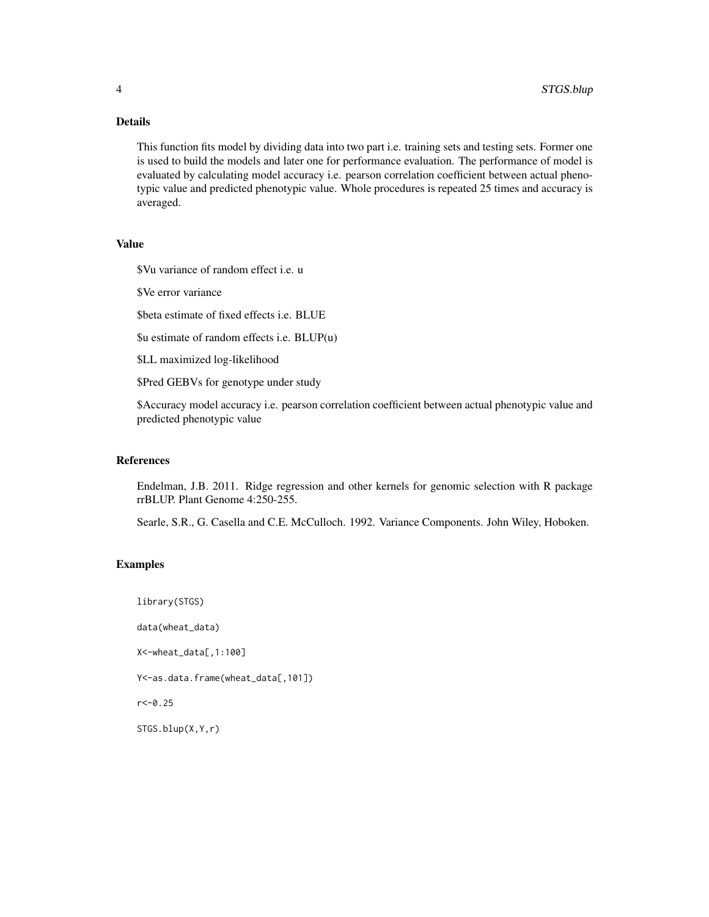## Details

This function fits model by dividing data into two part i.e. training sets and testing sets. Former one is used to build the models and later one for performance evaluation. The performance of model is evaluated by calculating model accuracy i.e. pearson correlation coefficient between actual phenotypic value and predicted phenotypic value. Whole procedures is repeated 25 times and accuracy is averaged.

## Value

$Vu variance of random effect i.e. u

$Ve error variance

$beta estimate of fixed effects i.e. BLUE

$u estimate of random effects i.e. BLUP(u)

$LL maximized log-likelihood

$Pred GEBVs for genotype under study

$Accuracy model accuracy i.e. pearson correlation coefficient between actual phenotypic value and predicted phenotypic value

## References

Endelman, J.B. 2011. Ridge regression and other kernels for genomic selection with R package rrBLUP. Plant Genome 4:250-255.

Searle, S.R., G. Casella and C.E. McCulloch. 1992. Variance Components. John Wiley, Hoboken.

## Examples

```
library(STGS)

data(wheat_data)

X<-wheat_data[,1:100]

Y<-as.data.frame(wheat_data[,101])

r<-0.25

STGS.blup(X,Y,r)
```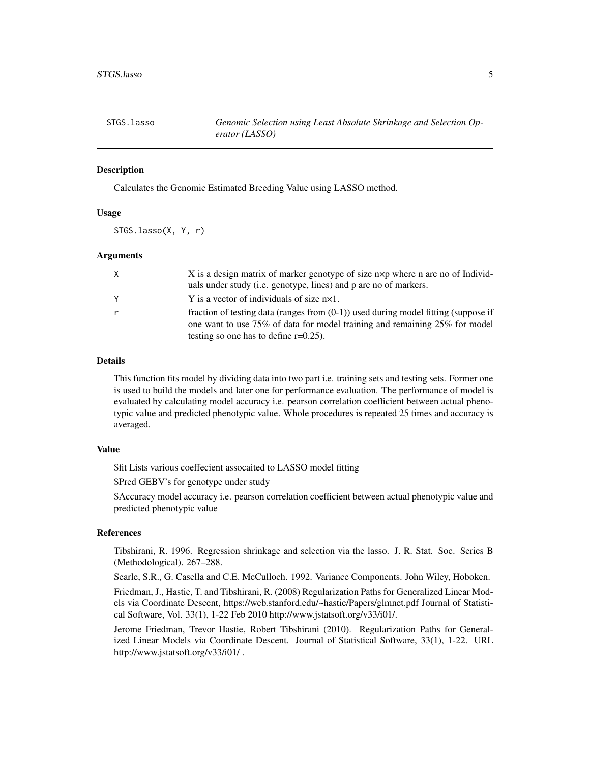## STGS.lasso — *Genomic Selection using Least Absolute Shrinkage and Selection Operator (LASSO)*

### Description

Calculates the Genomic Estimated Breeding Value using LASSO method.

### Usage

```
STGS.lasso(X, Y, r)
```

### Arguments

| | |
|---|---|
| X | X is a design matrix of marker genotype of size n×p where n are no of Individuals under study (i.e. genotype, lines) and p are no of markers. |
| Y | Y is a vector of individuals of size n×1. |
| r | fraction of testing data (ranges from (0-1)) used during model fitting (suppose if one want to use 75% of data for model training and remaining 25% for model testing so one has to define r=0.25). |

### Details

This function fits model by dividing data into two part i.e. training sets and testing sets. Former one is used to build the models and later one for performance evaluation. The performance of model is evaluated by calculating model accuracy i.e. pearson correlation coefficient between actual phenotypic value and predicted phenotypic value. Whole procedures is repeated 25 times and accuracy is averaged.

### Value

$fit Lists various coeffecient assocaited to LASSO model fitting

$Pred GEBV's for genotype under study

$Accuracy model accuracy i.e. pearson correlation coefficient between actual phenotypic value and predicted phenotypic value

### References

Tibshirani, R. 1996. Regression shrinkage and selection via the lasso. J. R. Stat. Soc. Series B (Methodological). 267–288.

Searle, S.R., G. Casella and C.E. McCulloch. 1992. Variance Components. John Wiley, Hoboken.

Friedman, J., Hastie, T. and Tibshirani, R. (2008) Regularization Paths for Generalized Linear Models via Coordinate Descent, https://web.stanford.edu/~hastie/Papers/glmnet.pdf Journal of Statistical Software, Vol. 33(1), 1-22 Feb 2010 http://www.jstatsoft.org/v33/i01/.

Jerome Friedman, Trevor Hastie, Robert Tibshirani (2010). Regularization Paths for Generalized Linear Models via Coordinate Descent. Journal of Statistical Software, 33(1), 1-22. URL http://www.jstatsoft.org/v33/i01/ .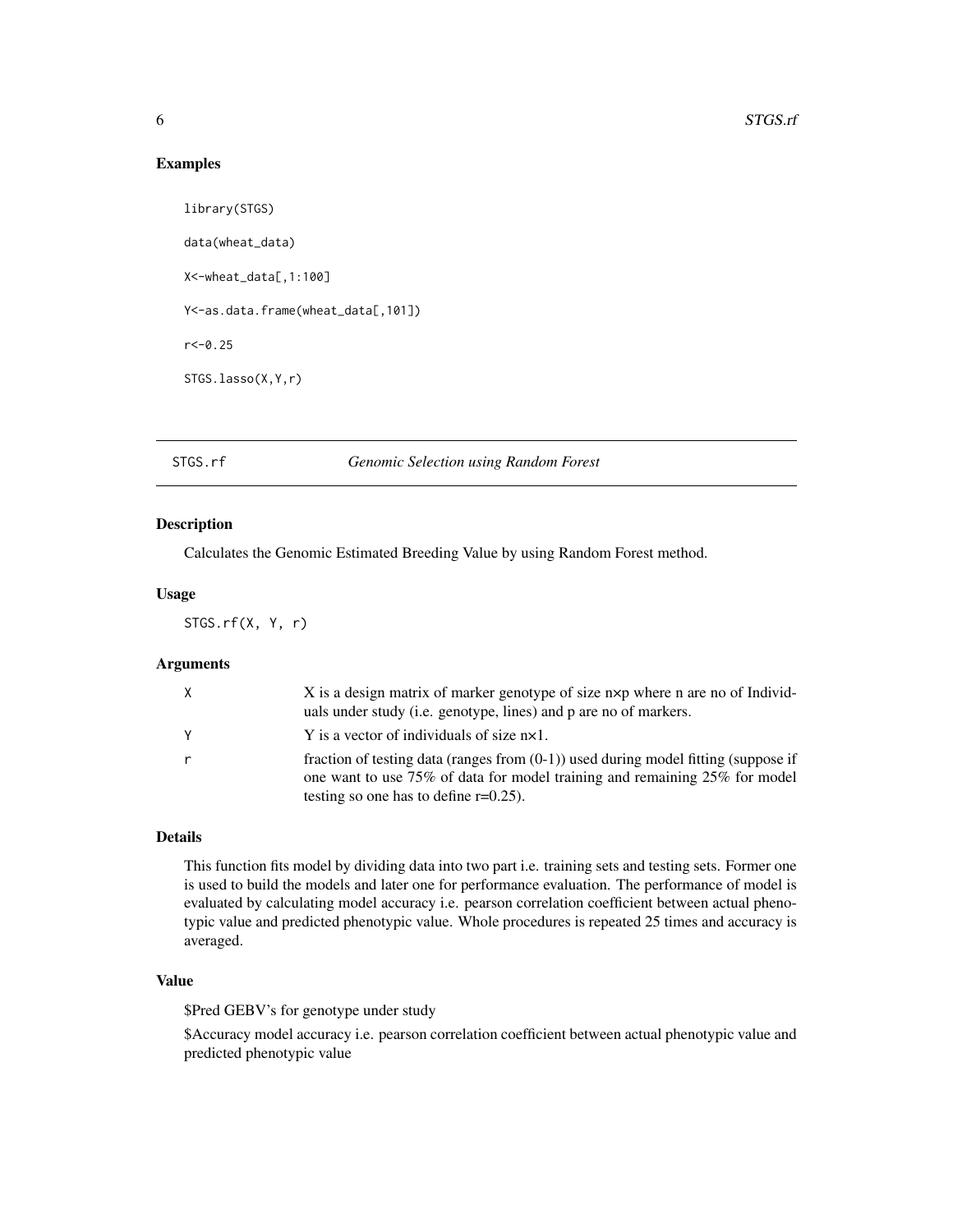## Examples

```
library(STGS)

data(wheat_data)

X<-wheat_data[,1:100]

Y<-as.data.frame(wheat_data[,101])

r<-0.25

STGS.lasso(X,Y,r)
```

---

# STGS.rf *Genomic Selection using Random Forest*

---

## Description

Calculates the Genomic Estimated Breeding Value by using Random Forest method.

## Usage

```
STGS.rf(X, Y, r)
```

## Arguments

| | |
|---|---|
| X | X is a design matrix of marker genotype of size n×p where n are no of Individuals under study (i.e. genotype, lines) and p are no of markers. |
| Y | Y is a vector of individuals of size n×1. |
| r | fraction of testing data (ranges from (0-1)) used during model fitting (suppose if one want to use 75% of data for model training and remaining 25% for model testing so one has to define r=0.25). |

## Details

This function fits model by dividing data into two part i.e. training sets and testing sets. Former one is used to build the models and later one for performance evaluation. The performance of model is evaluated by calculating model accuracy i.e. pearson correlation coefficient between actual phenotypic value and predicted phenotypic value. Whole procedures is repeated 25 times and accuracy is averaged.

## Value

$Pred GEBV's for genotype under study

$Accuracy model accuracy i.e. pearson correlation coefficient between actual phenotypic value and predicted phenotypic value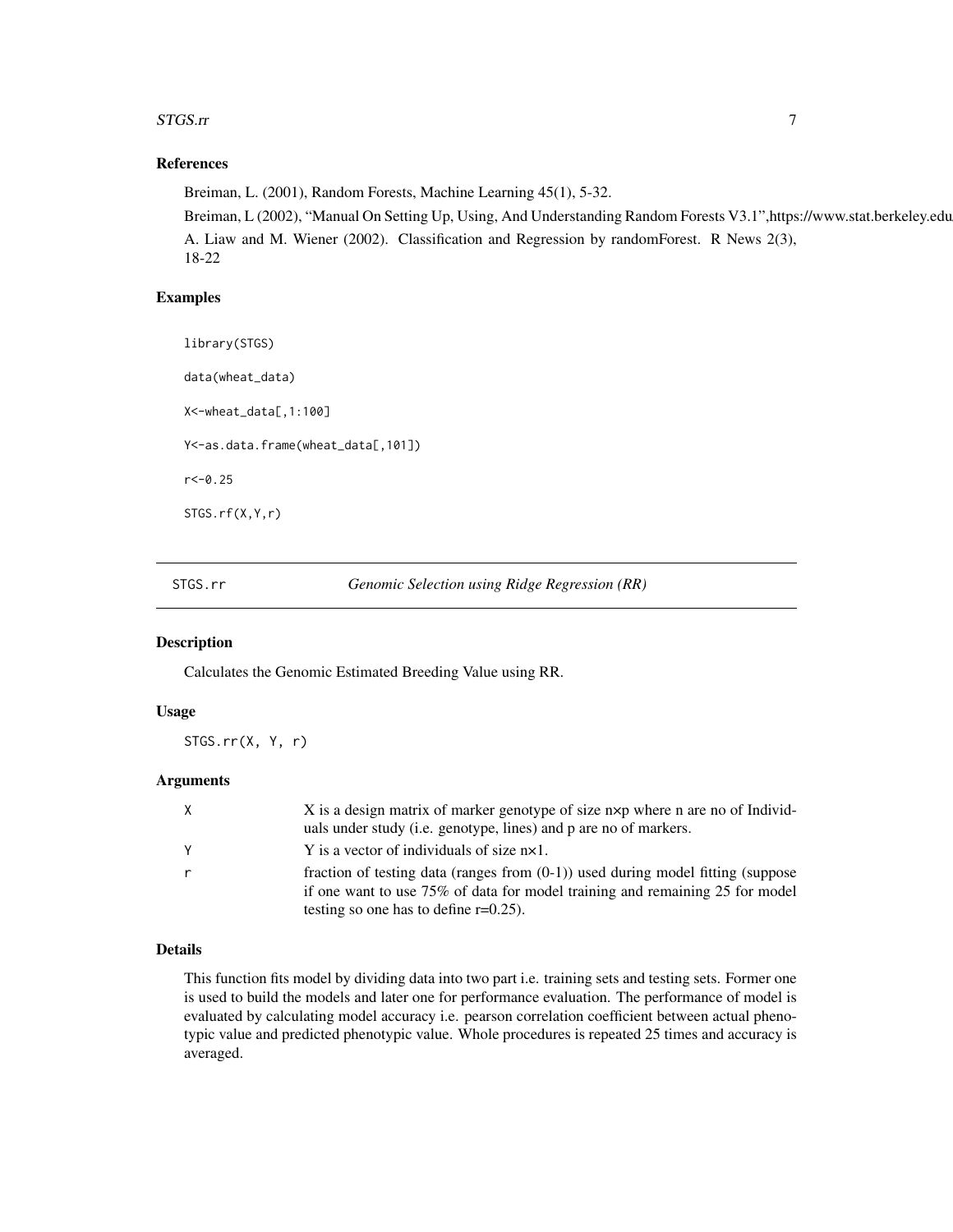### References

Breiman, L. (2001), Random Forests, Machine Learning 45(1), 5-32.

Breiman, L (2002), "Manual On Setting Up, Using, And Understanding Random Forests V3.1",https://www.stat.berkeley.edu

A. Liaw and M. Wiener (2002). Classification and Regression by randomForest. R News 2(3), 18-22

### Examples

```
library(STGS)

data(wheat_data)

X<-wheat_data[,1:100]

Y<-as.data.frame(wheat_data[,101])

r<-0.25

STGS.rf(X,Y,r)
```

---

## STGS.rr *Genomic Selection using Ridge Regression (RR)*

---

### Description

Calculates the Genomic Estimated Breeding Value using RR.

### Usage

```
STGS.rr(X, Y, r)
```

### Arguments

| | |
|---|---|
| X | X is a design matrix of marker genotype of size n×p where n are no of Individuals under study (i.e. genotype, lines) and p are no of markers. |
| Y | Y is a vector of individuals of size n×1. |
| r | fraction of testing data (ranges from (0-1)) used during model fitting (suppose if one want to use 75% of data for model training and remaining 25 for model testing so one has to define r=0.25). |

### Details

This function fits model by dividing data into two part i.e. training sets and testing sets. Former one is used to build the models and later one for performance evaluation. The performance of model is evaluated by calculating model accuracy i.e. pearson correlation coefficient between actual phenotypic value and predicted phenotypic value. Whole procedures is repeated 25 times and accuracy is averaged.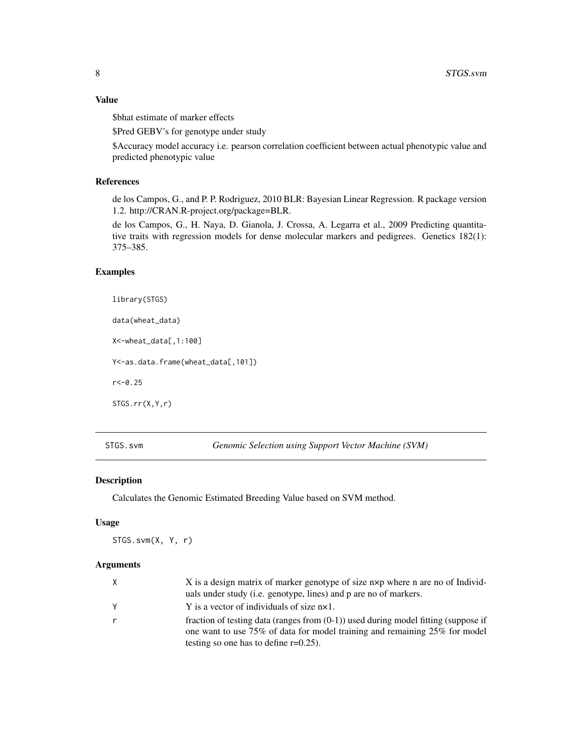## Value

$bhat estimate of marker effects

$Pred GEBV's for genotype under study

$Accuracy model accuracy i.e. pearson correlation coefficient between actual phenotypic value and predicted phenotypic value

## References

de los Campos, G., and P. P. Rodriguez, 2010 BLR: Bayesian Linear Regression. R package version 1.2. http://CRAN.R-project.org/package=BLR.

de los Campos, G., H. Naya, D. Gianola, J. Crossa, A. Legarra et al., 2009 Predicting quantitative traits with regression models for dense molecular markers and pedigrees. Genetics 182(1): 375–385.

## Examples

```
library(STGS)

data(wheat_data)

X<-wheat_data[,1:100]

Y<-as.data.frame(wheat_data[,101])

r<-0.25

STGS.rr(X,Y,r)
```

---

# STGS.svm — *Genomic Selection using Support Vector Machine (SVM)*

## Description

Calculates the Genomic Estimated Breeding Value based on SVM method.

## Usage

```
STGS.svm(X, Y, r)
```

## Arguments

| | |
|---|---|
| X | X is a design matrix of marker genotype of size n×p where n are no of Individuals under study (i.e. genotype, lines) and p are no of markers. |
| Y | Y is a vector of individuals of size n×1. |
| r | fraction of testing data (ranges from (0-1)) used during model fitting (suppose if one want to use 75% of data for model training and remaining 25% for model testing so one has to define r=0.25). |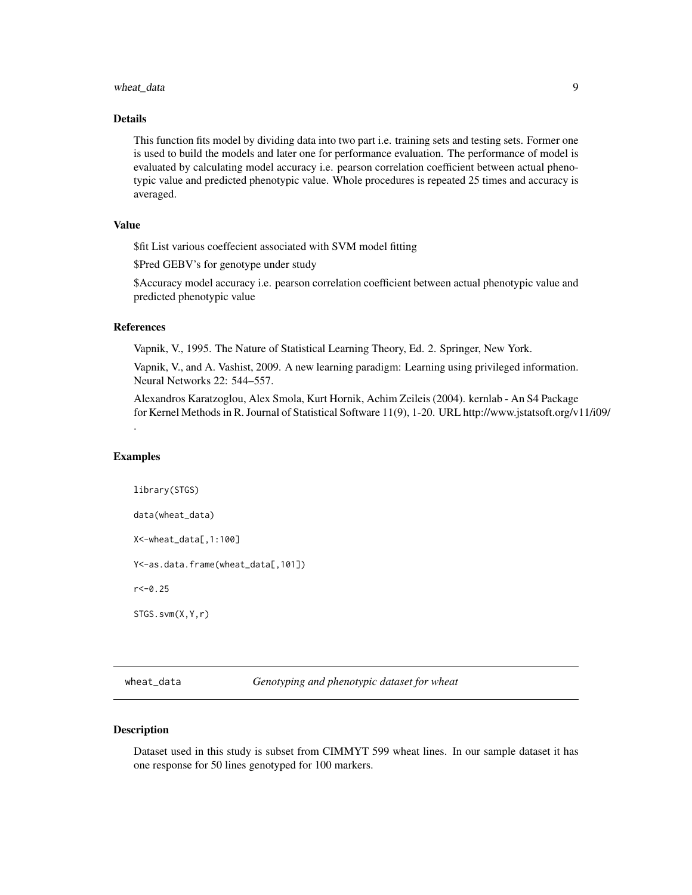## Details

This function fits model by dividing data into two part i.e. training sets and testing sets. Former one is used to build the models and later one for performance evaluation. The performance of model is evaluated by calculating model accuracy i.e. pearson correlation coefficient between actual phenotypic value and predicted phenotypic value. Whole procedures is repeated 25 times and accuracy is averaged.

## Value

$fit List various coeffecient associated with SVM model fitting

$Pred GEBV's for genotype under study

$Accuracy model accuracy i.e. pearson correlation coefficient between actual phenotypic value and predicted phenotypic value

## References

Vapnik, V., 1995. The Nature of Statistical Learning Theory, Ed. 2. Springer, New York.

Vapnik, V., and A. Vashist, 2009. A new learning paradigm: Learning using privileged information. Neural Networks 22: 544–557.

Alexandros Karatzoglou, Alex Smola, Kurt Hornik, Achim Zeileis (2004). kernlab - An S4 Package for Kernel Methods in R. Journal of Statistical Software 11(9), 1-20. URL http://www.jstatsoft.org/v11/i09/ .

## Examples

```
library(STGS)

data(wheat_data)

X<-wheat_data[,1:100]

Y<-as.data.frame(wheat_data[,101])

r<-0.25

STGS.svm(X,Y,r)
```

---

# wheat_data — *Genotyping and phenotypic dataset for wheat*

## Description

Dataset used in this study is subset from CIMMYT 599 wheat lines. In our sample dataset it has one response for 50 lines genotyped for 100 markers.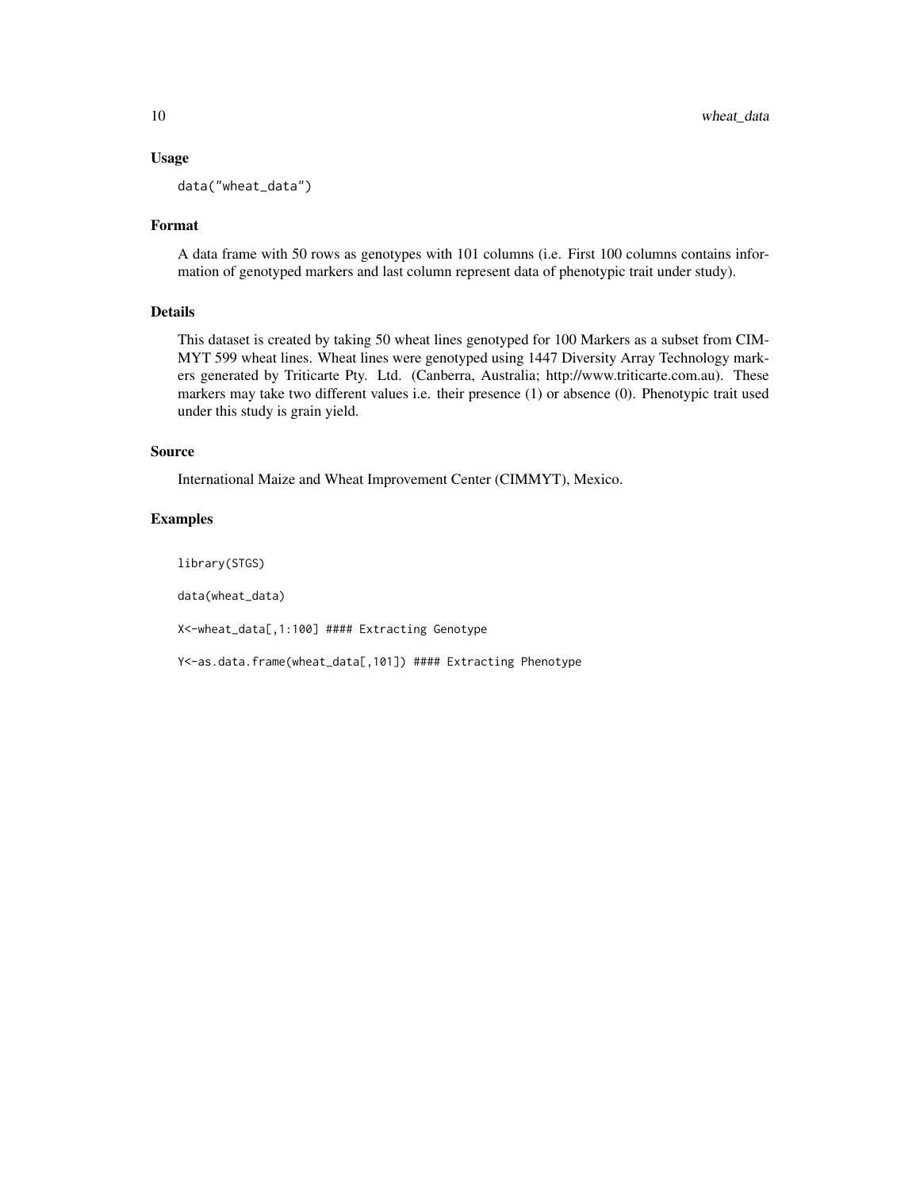## Usage

```
data("wheat_data")
```

## Format

A data frame with 50 rows as genotypes with 101 columns (i.e. First 100 columns contains information of genotyped markers and last column represent data of phenotypic trait under study).

## Details

This dataset is created by taking 50 wheat lines genotyped for 100 Markers as a subset from CIMMYT 599 wheat lines. Wheat lines were genotyped using 1447 Diversity Array Technology markers generated by Triticarte Pty. Ltd. (Canberra, Australia; http://www.triticarte.com.au). These markers may take two different values i.e. their presence (1) or absence (0). Phenotypic trait used under this study is grain yield.

## Source

International Maize and Wheat Improvement Center (CIMMYT), Mexico.

## Examples

```
library(STGS)

data(wheat_data)

X<-wheat_data[,1:100] #### Extracting Genotype

Y<-as.data.frame(wheat_data[,101]) #### Extracting Phenotype
```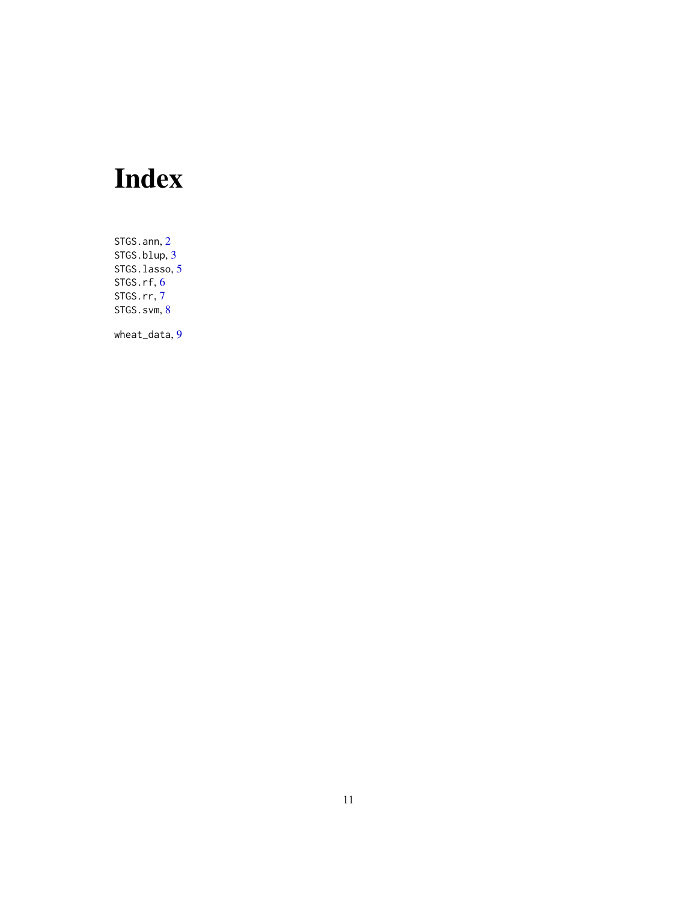# Index

STGS.ann, 2
STGS.blup, 3
STGS.lasso, 5
STGS.rf, 6
STGS.rr, 7
STGS.svm, 8

wheat_data, 9